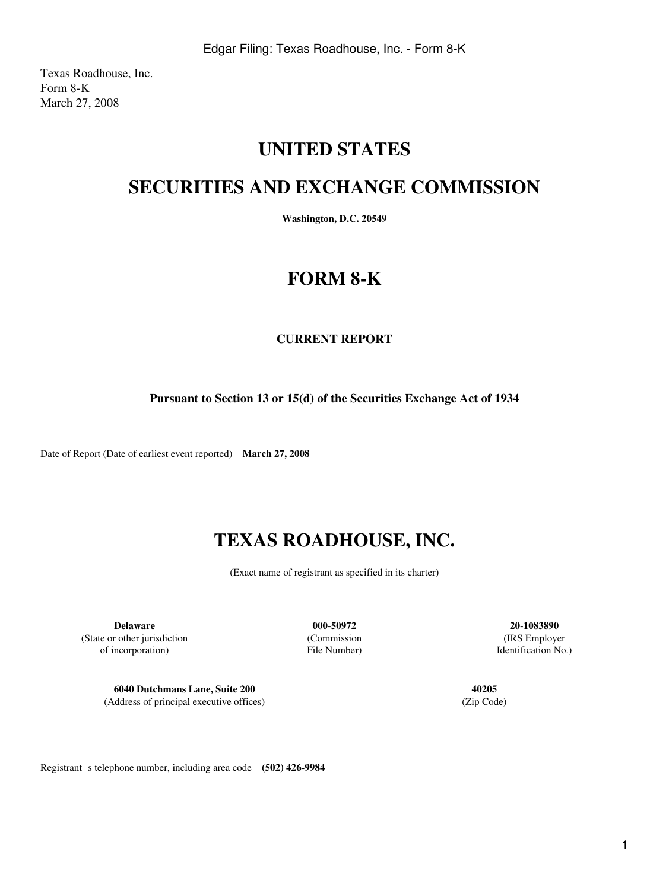Texas Roadhouse, Inc.
Form 8-K
March 27, 2008

# UNITED STATES

# SECURITIES AND EXCHANGE COMMISSION

**Washington, D.C. 20549**

# FORM 8-K

**CURRENT REPORT**

**Pursuant to Section 13 or 15(d) of the Securities Exchange Act of 1934**

Date of Report (Date of earliest event reported) **March 27, 2008**

# TEXAS ROADHOUSE, INC.

(Exact name of registrant as specified in its charter)

| **Delaware** | **000-50972** | **20-1083890** |
|---|---|---|
| (State or other jurisdiction of incorporation) | (Commission File Number) | (IRS Employer Identification No.) |

| **6040 Dutchmans Lane, Suite 200** | **40205** |
|---|---|
| (Address of principal executive offices) | (Zip Code) |

Registrant s telephone number, including area code **(502) 426-9984**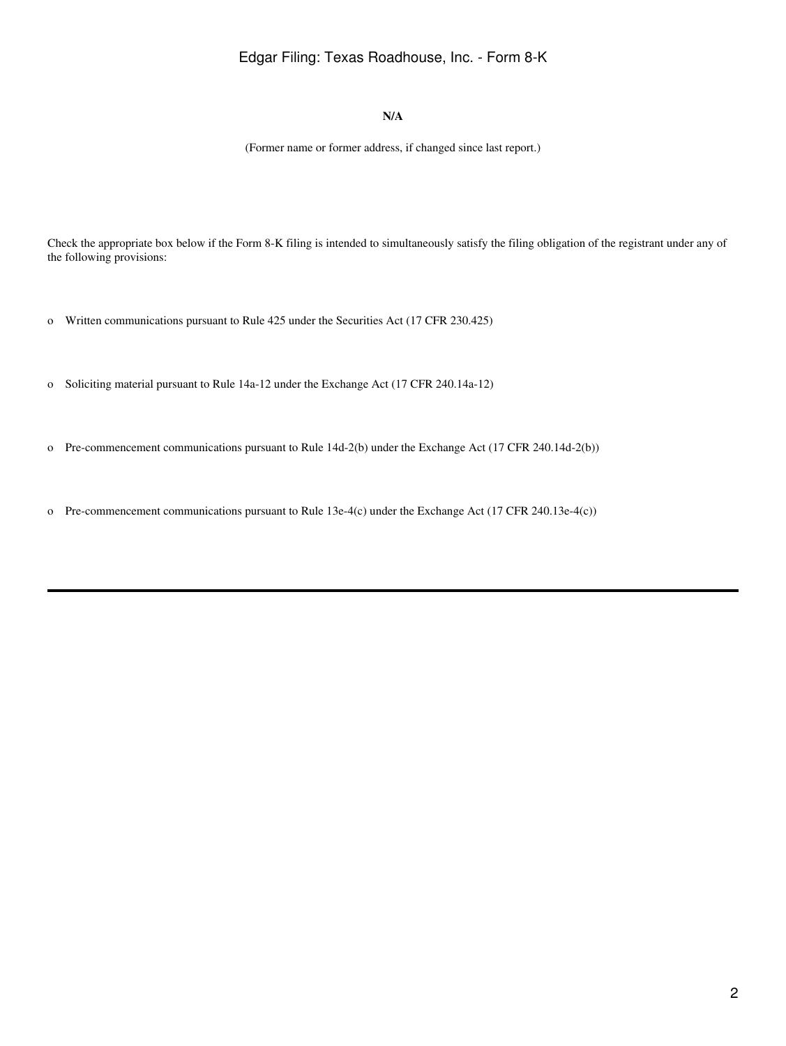**N/A**

(Former name or former address, if changed since last report.)

Check the appropriate box below if the Form 8-K filing is intended to simultaneously satisfy the filing obligation of the registrant under any of the following provisions:

o Written communications pursuant to Rule 425 under the Securities Act (17 CFR 230.425)

o Soliciting material pursuant to Rule 14a-12 under the Exchange Act (17 CFR 240.14a-12)

o Pre-commencement communications pursuant to Rule 14d-2(b) under the Exchange Act (17 CFR 240.14d-2(b))

o Pre-commencement communications pursuant to Rule 13e-4(c) under the Exchange Act (17 CFR 240.13e-4(c))

---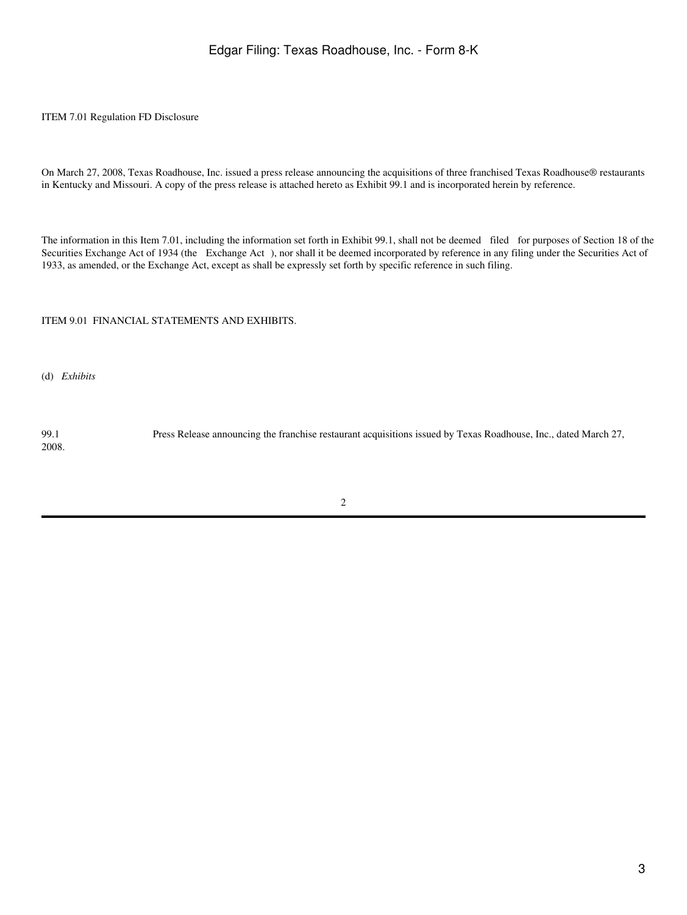ITEM 7.01 Regulation FD Disclosure

On March 27, 2008, Texas Roadhouse, Inc. issued a press release announcing the acquisitions of three franchised Texas Roadhouse® restaurants in Kentucky and Missouri. A copy of the press release is attached hereto as Exhibit 99.1 and is incorporated herein by reference.

The information in this Item 7.01, including the information set forth in Exhibit 99.1, shall not be deemed filed for purposes of Section 18 of the Securities Exchange Act of 1934 (the Exchange Act ), nor shall it be deemed incorporated by reference in any filing under the Securities Act of 1933, as amended, or the Exchange Act, except as shall be expressly set forth by specific reference in such filing.

ITEM 9.01 FINANCIAL STATEMENTS AND EXHIBITS.

(d) *Exhibits*

99.1 Press Release announcing the franchise restaurant acquisitions issued by Texas Roadhouse, Inc., dated March 27, 2008.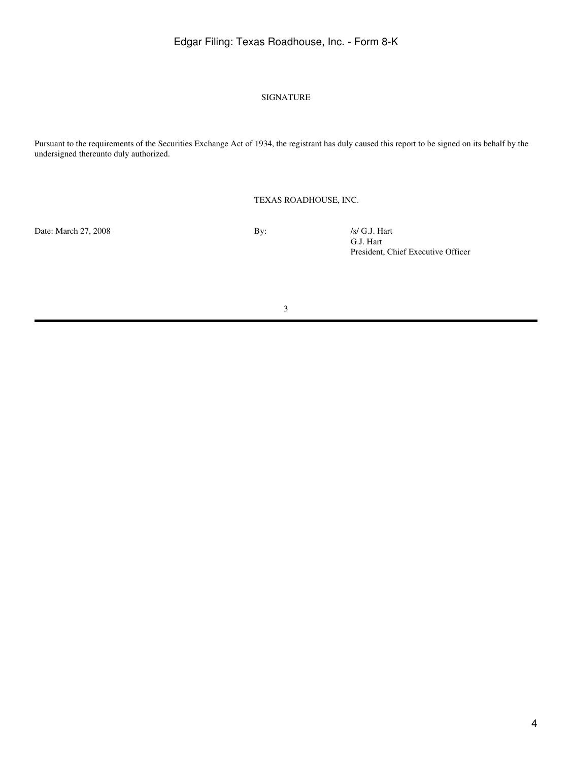# SIGNATURE

Pursuant to the requirements of the Securities Exchange Act of 1934, the registrant has duly caused this report to be signed on its behalf by the undersigned thereunto duly authorized.

TEXAS ROADHOUSE, INC.

| | | |
|---|---|---|
| Date: March 27, 2008 | By: | /s/ G.J. Hart |
| | | G.J. Hart |
| | | President, Chief Executive Officer |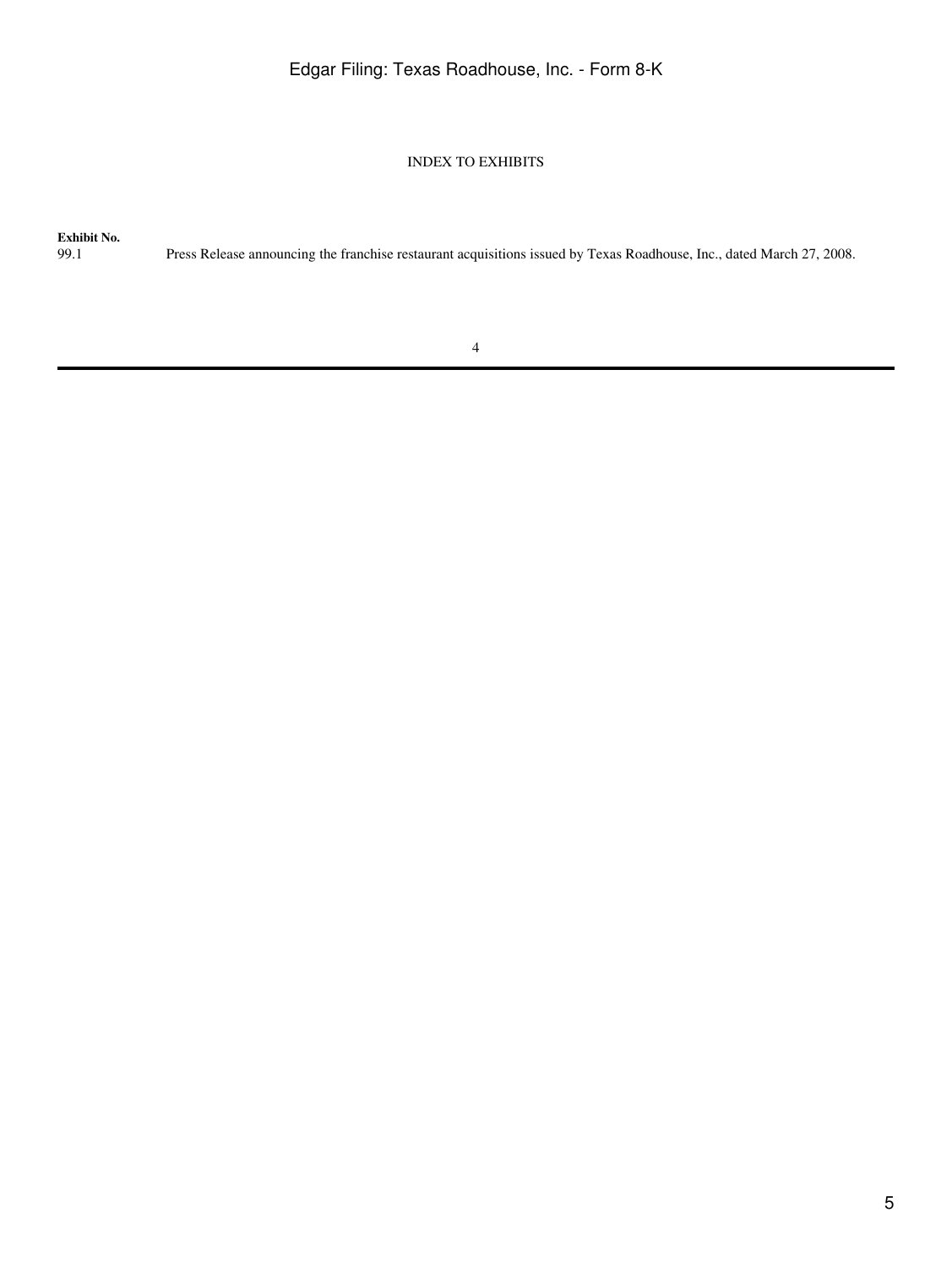INDEX TO EXHIBITS

| Exhibit No. | |
|---|---|
| 99.1 | Press Release announcing the franchise restaurant acquisitions issued by Texas Roadhouse, Inc., dated March 27, 2008. |